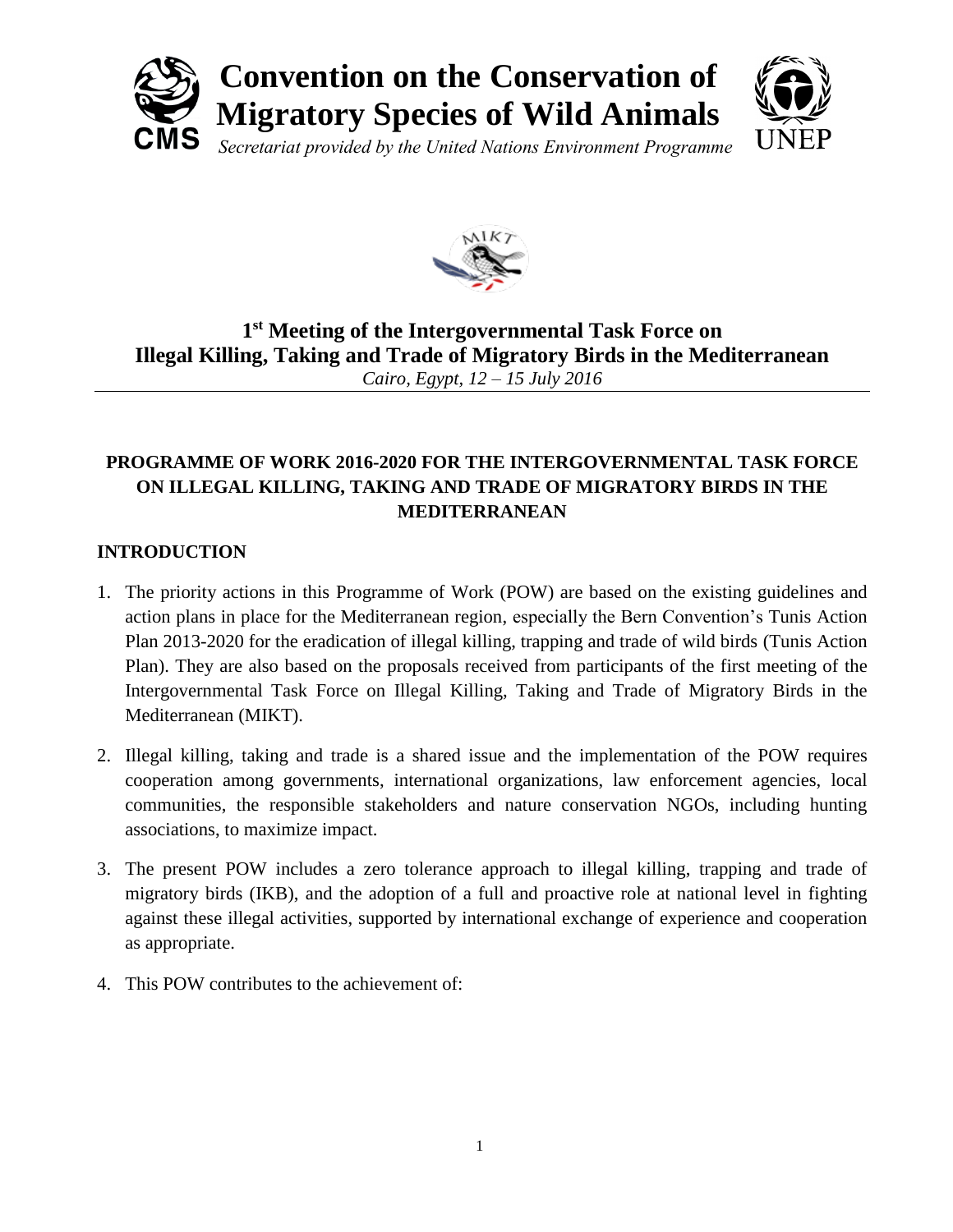# Convention on the Conservation of Migratory Species of Wild Animals

*Secretariat provided by the United Nations Environment Programme*

## 1st Meeting of the Intergovernmental Task Force on Illegal Killing, Taking and Trade of Migratory Birds in the Mediterranean

*Cairo, Egypt, 12 – 15 July 2016*

## PROGRAMME OF WORK 2016-2020 FOR THE INTERGOVERNMENTAL TASK FORCE ON ILLEGAL KILLING, TAKING AND TRADE OF MIGRATORY BIRDS IN THE MEDITERRANEAN

### INTRODUCTION

1. The priority actions in this Programme of Work (POW) are based on the existing guidelines and action plans in place for the Mediterranean region, especially the Bern Convention's Tunis Action Plan 2013-2020 for the eradication of illegal killing, trapping and trade of wild birds (Tunis Action Plan). They are also based on the proposals received from participants of the first meeting of the Intergovernmental Task Force on Illegal Killing, Taking and Trade of Migratory Birds in the Mediterranean (MIKT).

2. Illegal killing, taking and trade is a shared issue and the implementation of the POW requires cooperation among governments, international organizations, law enforcement agencies, local communities, the responsible stakeholders and nature conservation NGOs, including hunting associations, to maximize impact.

3. The present POW includes a zero tolerance approach to illegal killing, trapping and trade of migratory birds (IKB), and the adoption of a full and proactive role at national level in fighting against these illegal activities, supported by international exchange of experience and cooperation as appropriate.

4. This POW contributes to the achievement of: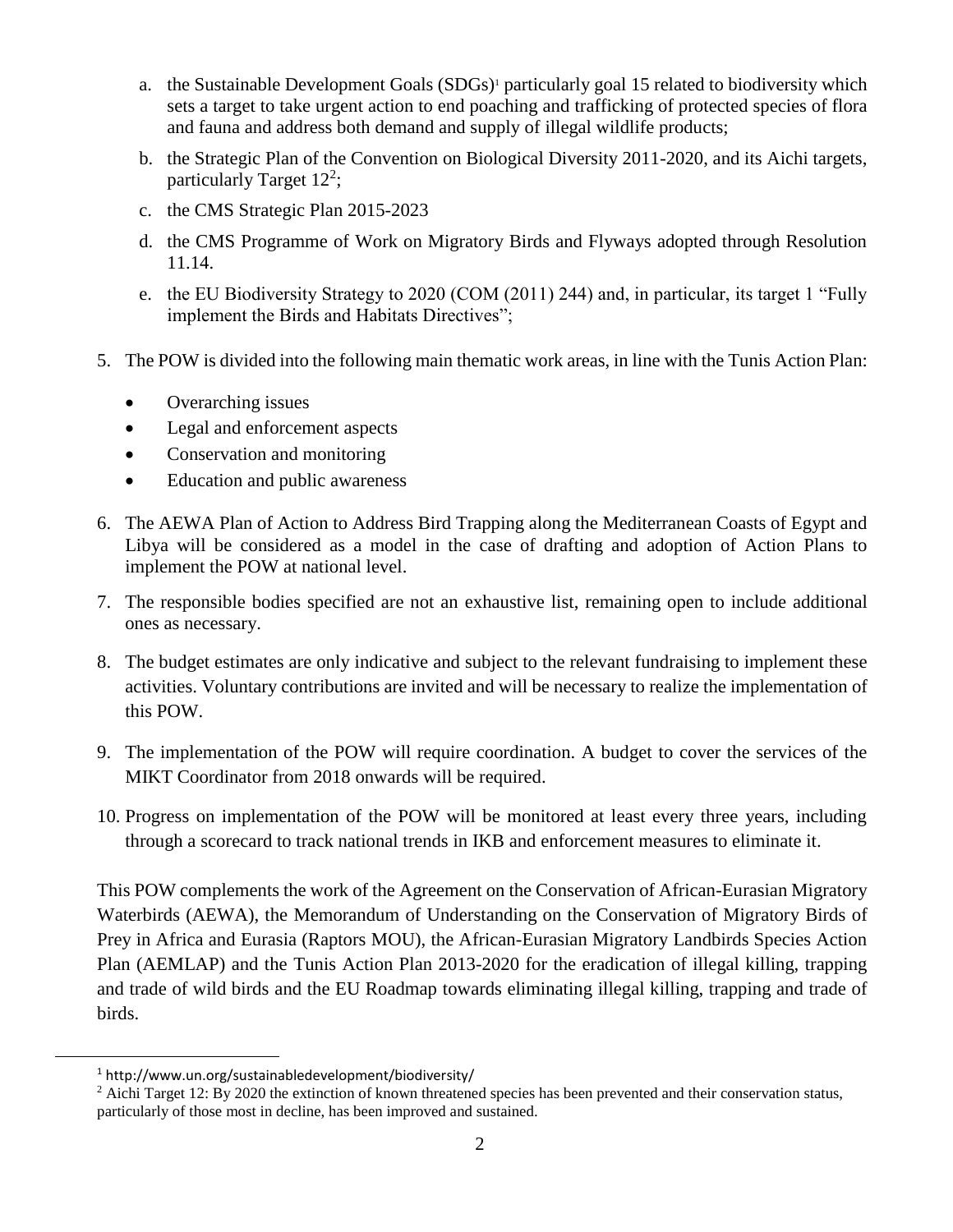a. the Sustainable Development Goals (SDGs)[1] particularly goal 15 related to biodiversity which sets a target to take urgent action to end poaching and trafficking of protected species of flora and fauna and address both demand and supply of illegal wildlife products;

b. the Strategic Plan of the Convention on Biological Diversity 2011-2020, and its Aichi targets, particularly Target 12[2];

c. the CMS Strategic Plan 2015-2023

d. the CMS Programme of Work on Migratory Birds and Flyways adopted through Resolution 11.14.

e. the EU Biodiversity Strategy to 2020 (COM (2011) 244) and, in particular, its target 1 "Fully implement the Birds and Habitats Directives";

5. The POW is divided into the following main thematic work areas, in line with the Tunis Action Plan:

   - Overarching issues
   - Legal and enforcement aspects
   - Conservation and monitoring
   - Education and public awareness

6. The AEWA Plan of Action to Address Bird Trapping along the Mediterranean Coasts of Egypt and Libya will be considered as a model in the case of drafting and adoption of Action Plans to implement the POW at national level.

7. The responsible bodies specified are not an exhaustive list, remaining open to include additional ones as necessary.

8. The budget estimates are only indicative and subject to the relevant fundraising to implement these activities. Voluntary contributions are invited and will be necessary to realize the implementation of this POW.

9. The implementation of the POW will require coordination. A budget to cover the services of the MIKT Coordinator from 2018 onwards will be required.

10. Progress on implementation of the POW will be monitored at least every three years, including through a scorecard to track national trends in IKB and enforcement measures to eliminate it.

This POW complements the work of the Agreement on the Conservation of African-Eurasian Migratory Waterbirds (AEWA), the Memorandum of Understanding on the Conservation of Migratory Birds of Prey in Africa and Eurasia (Raptors MOU), the African-Eurasian Migratory Landbirds Species Action Plan (AEMLAP) and the Tunis Action Plan 2013-2020 for the eradication of illegal killing, trapping and trade of wild birds and the EU Roadmap towards eliminating illegal killing, trapping and trade of birds.

---

[1] http://www.un.org/sustainabledevelopment/biodiversity/

[2] Aichi Target 12: By 2020 the extinction of known threatened species has been prevented and their conservation status, particularly of those most in decline, has been improved and sustained.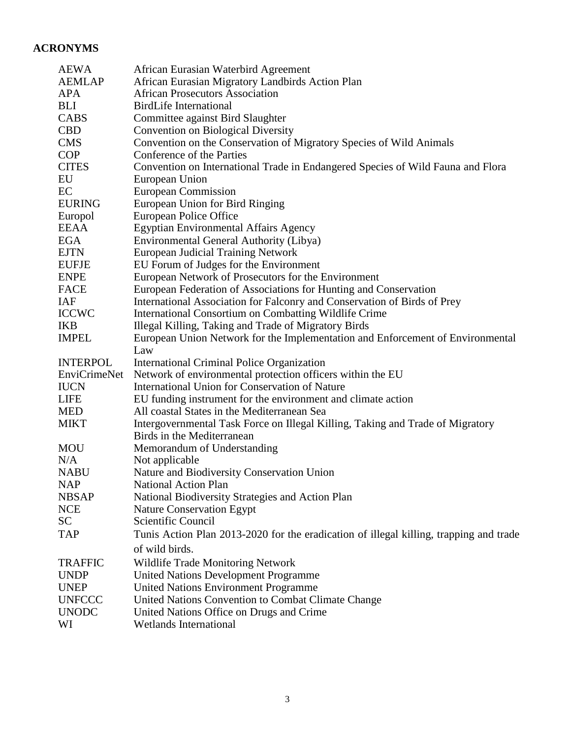## ACRONYMS

| | |
|---|---|
| AEWA | African Eurasian Waterbird Agreement |
| AEMLAP | African Eurasian Migratory Landbirds Action Plan |
| APA | African Prosecutors Association |
| BLI | BirdLife International |
| CABS | Committee against Bird Slaughter |
| CBD | Convention on Biological Diversity |
| CMS | Convention on the Conservation of Migratory Species of Wild Animals |
| COP | Conference of the Parties |
| CITES | Convention on International Trade in Endangered Species of Wild Fauna and Flora |
| EU | European Union |
| EC | European Commission |
| EURING | European Union for Bird Ringing |
| Europol | European Police Office |
| EEAA | Egyptian Environmental Affairs Agency |
| EGA | Environmental General Authority (Libya) |
| EJTN | European Judicial Training Network |
| EUFJE | EU Forum of Judges for the Environment |
| ENPE | European Network of Prosecutors for the Environment |
| FACE | European Federation of Associations for Hunting and Conservation |
| IAF | International Association for Falconry and Conservation of Birds of Prey |
| ICCWC | International Consortium on Combatting Wildlife Crime |
| IKB | Illegal Killing, Taking and Trade of Migratory Birds |
| IMPEL | European Union Network for the Implementation and Enforcement of Environmental Law |
| INTERPOL | International Criminal Police Organization |
| EnviCrimeNet | Network of environmental protection officers within the EU |
| IUCN | International Union for Conservation of Nature |
| LIFE | EU funding instrument for the environment and climate action |
| MED | All coastal States in the Mediterranean Sea |
| MIKT | Intergovernmental Task Force on Illegal Killing, Taking and Trade of Migratory Birds in the Mediterranean |
| MOU | Memorandum of Understanding |
| N/A | Not applicable |
| NABU | Nature and Biodiversity Conservation Union |
| NAP | National Action Plan |
| NBSAP | National Biodiversity Strategies and Action Plan |
| NCE | Nature Conservation Egypt |
| SC | Scientific Council |
| TAP | Tunis Action Plan 2013-2020 for the eradication of illegal killing, trapping and trade of wild birds. |
| TRAFFIC | Wildlife Trade Monitoring Network |
| UNDP | United Nations Development Programme |
| UNEP | United Nations Environment Programme |
| UNFCCC | United Nations Convention to Combat Climate Change |
| UNODC | United Nations Office on Drugs and Crime |
| WI | Wetlands International |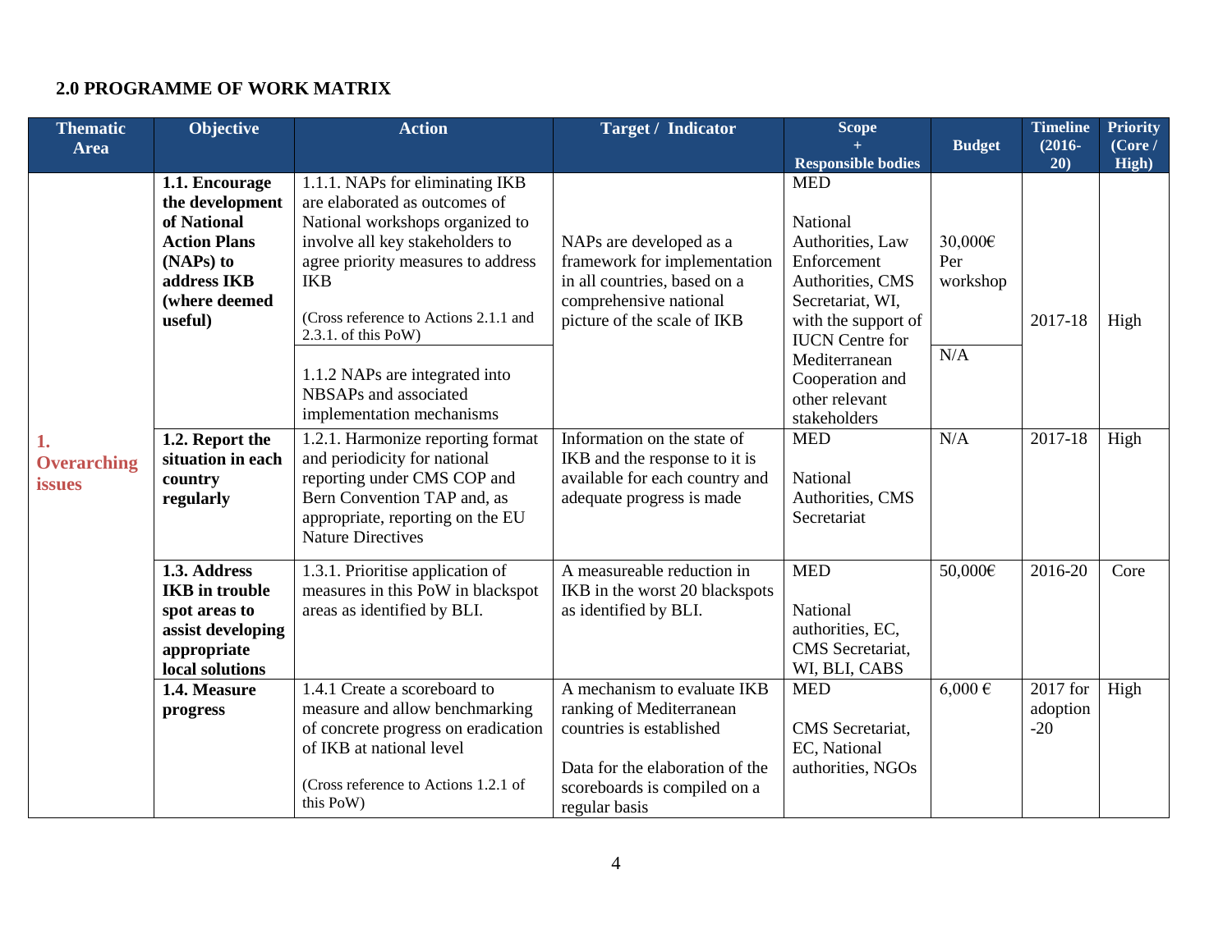## 2.0 PROGRAMME OF WORK MATRIX

| Thematic Area | Objective | Action | Target / Indicator | Scope + Responsible bodies | Budget | Timeline (2016-20) | Priority (Core / High) |
|---|---|---|---|---|---|---|---|
| 1. Overarching issues | **1.1. Encourage the development of National Action Plans (NAPs) to address IKB (where deemed useful)** | 1.1.1. NAPs for eliminating IKB are elaborated as outcomes of National workshops organized to involve all key stakeholders to agree priority measures to address IKB<br><br>(Cross reference to Actions 2.1.1 and 2.3.1. of this PoW) | NAPs are developed as a framework for implementation in all countries, based on a comprehensive national picture of the scale of IKB | MED<br><br>National Authorities, Law Enforcement Authorities, CMS Secretariat, WI, with the support of IUCN Centre for Mediterranean Cooperation and other relevant stakeholders | 30,000€ Per workshop | 2017-18 | High |
| | | 1.1.2 NAPs are integrated into NBSAPs and associated implementation mechanisms | | | N/A | | |
| | **1.2. Report the situation in each country regularly** | 1.2.1. Harmonize reporting format and periodicity for national reporting under CMS COP and Bern Convention TAP and, as appropriate, reporting on the EU Nature Directives | Information on the state of IKB and the response to it is available for each country and adequate progress is made | MED<br><br>National Authorities, CMS Secretariat | N/A | 2017-18 | High |
| | **1.3. Address IKB in trouble spot areas to assist developing appropriate local solutions** | 1.3.1. Prioritise application of measures in this PoW in blackspot areas as identified by BLI. | A measureable reduction in IKB in the worst 20 blackspots as identified by BLI. | MED<br><br>National authorities, EC, CMS Secretariat, WI, BLI, CABS | 50,000€ | 2016-20 | Core |
| | **1.4. Measure progress** | 1.4.1 Create a scoreboard to measure and allow benchmarking of concrete progress on eradication of IKB at national level<br><br>(Cross reference to Actions 1.2.1 of this PoW) | A mechanism to evaluate IKB ranking of Mediterranean countries is established<br><br>Data for the elaboration of the scoreboards is compiled on a regular basis | MED<br><br>CMS Secretariat, EC, National authorities, NGOs | 6,000 € | 2017 for adoption -20 | High |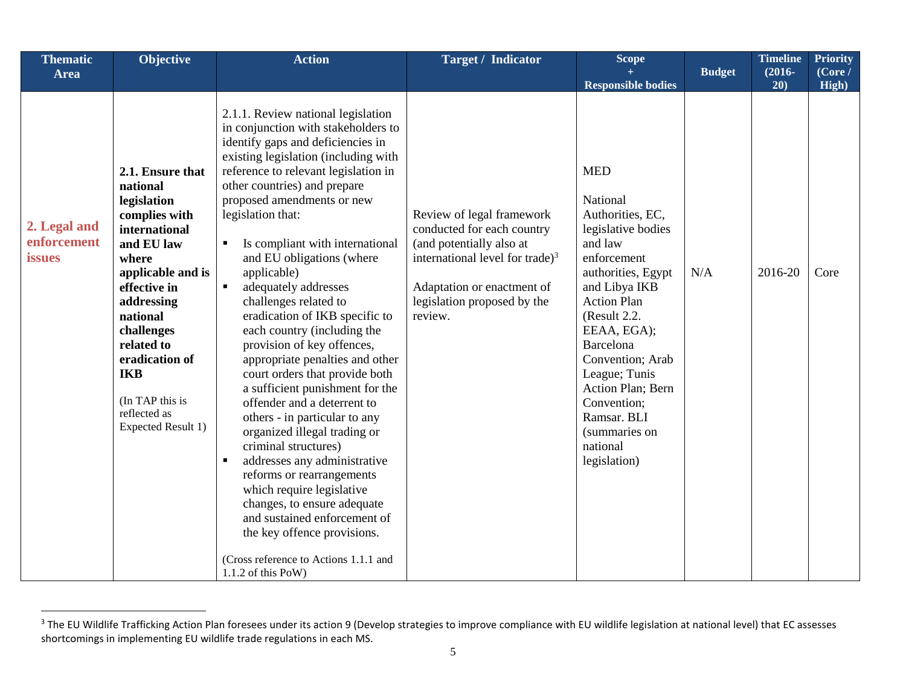| Thematic Area | Objective | Action | Target / Indicator | Scope + Responsible bodies | Budget | Timeline (2016-20) | Priority (Core / High) |
|---|---|---|---|---|---|---|---|
| 2. Legal and enforcement issues | **2.1. Ensure that national legislation complies with international and EU law where applicable and is effective in addressing national challenges related to eradication of IKB**<br><br>(In TAP this is reflected as Expected Result 1) | 2.1.1. Review national legislation in conjunction with stakeholders to identify gaps and deficiencies in existing legislation (including with reference to relevant legislation in other countries) and prepare proposed amendments or new legislation that:<br>▪ Is compliant with international and EU obligations (where applicable)<br>▪ adequately addresses challenges related to eradication of IKB specific to each country (including the provision of key offences, appropriate penalties and other court orders that provide both a sufficient punishment for the offender and a deterrent to others - in particular to any organized illegal trading or criminal structures)<br>▪ addresses any administrative reforms or rearrangements which require legislative changes, to ensure adequate and sustained enforcement of the key offence provisions.<br><br>(Cross reference to Actions 1.1.1 and 1.1.2 of this PoW) | Review of legal framework conducted for each country (and potentially also at international level for trade)[3]<br><br>Adaptation or enactment of legislation proposed by the review. | MED<br><br>National Authorities, EC, legislative bodies and law enforcement authorities, Egypt and Libya IKB Action Plan (Result 2.2. EEAA, EGA); Barcelona Convention; Arab League; Tunis Action Plan; Bern Convention; Ramsar. BLI (summaries on national legislation) | N/A | 2016-20 | Core |

[3] The EU Wildlife Trafficking Action Plan foresees under its action 9 (Develop strategies to improve compliance with EU wildlife legislation at national level) that EC assesses shortcomings in implementing EU wildlife trade regulations in each MS.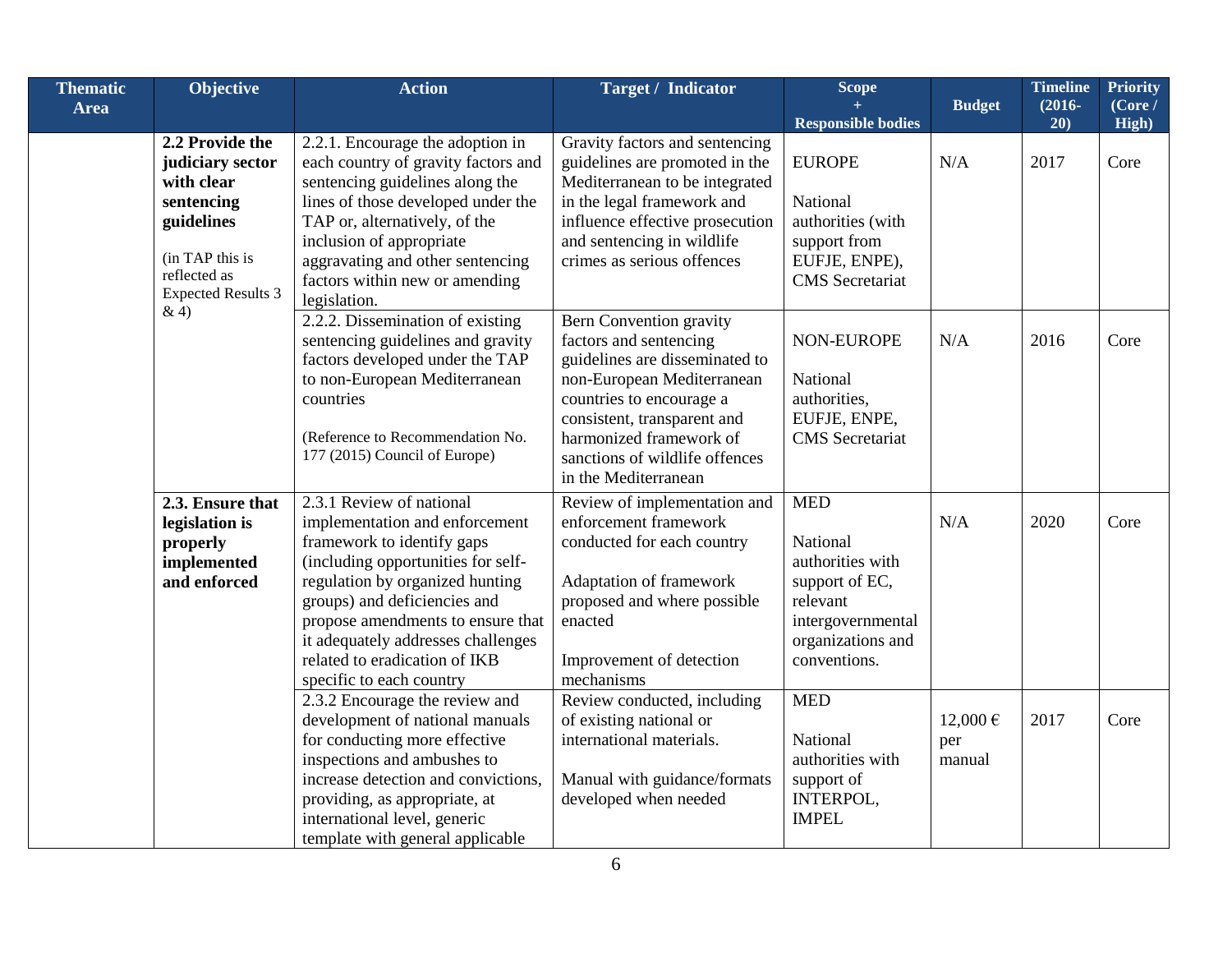| Thematic Area | Objective | Action | Target / Indicator | Scope + Responsible bodies | Budget | Timeline (2016-20) | Priority (Core / High) |
|---|---|---|---|---|---|---|---|
| | **2.2 Provide the judiciary sector with clear sentencing guidelines** (in TAP this is reflected as Expected Results 3 & 4) | 2.2.1. Encourage the adoption in each country of gravity factors and sentencing guidelines along the lines of those developed under the TAP or, alternatively, of the inclusion of appropriate aggravating and other sentencing factors within new or amending legislation. | Gravity factors and sentencing guidelines are promoted in the Mediterranean to be integrated in the legal framework and influence effective prosecution and sentencing in wildlife crimes as serious offences | EUROPE<br><br>National authorities (with support from EUFJE, ENPE), CMS Secretariat | N/A | 2017 | Core |
| | | 2.2.2. Dissemination of existing sentencing guidelines and gravity factors developed under the TAP to non-European Mediterranean countries<br><br>(Reference to Recommendation No. 177 (2015) Council of Europe) | Bern Convention gravity factors and sentencing guidelines are disseminated to non-European Mediterranean countries to encourage a consistent, transparent and harmonized framework of sanctions of wildlife offences in the Mediterranean | NON-EUROPE<br><br>National authorities, EUFJE, ENPE, CMS Secretariat | N/A | 2016 | Core |
| | **2.3. Ensure that legislation is properly implemented and enforced** | 2.3.1 Review of national implementation and enforcement framework to identify gaps (including opportunities for self-regulation by organized hunting groups) and deficiencies and propose amendments to ensure that it adequately addresses challenges related to eradication of IKB specific to each country | Review of implementation and enforcement framework conducted for each country<br><br>Adaptation of framework proposed and where possible enacted<br><br>Improvement of detection mechanisms | MED<br><br>National authorities with support of EC, relevant intergovernmental organizations and conventions. | N/A | 2020 | Core |
| | | 2.3.2 Encourage the review and development of national manuals for conducting more effective inspections and ambushes to increase detection and convictions, providing, as appropriate, at international level, generic template with general applicable | Review conducted, including of existing national or international materials.<br><br>Manual with guidance/formats developed when needed | MED<br><br>National authorities with support of INTERPOL, IMPEL | 12,000 € per manual | 2017 | Core |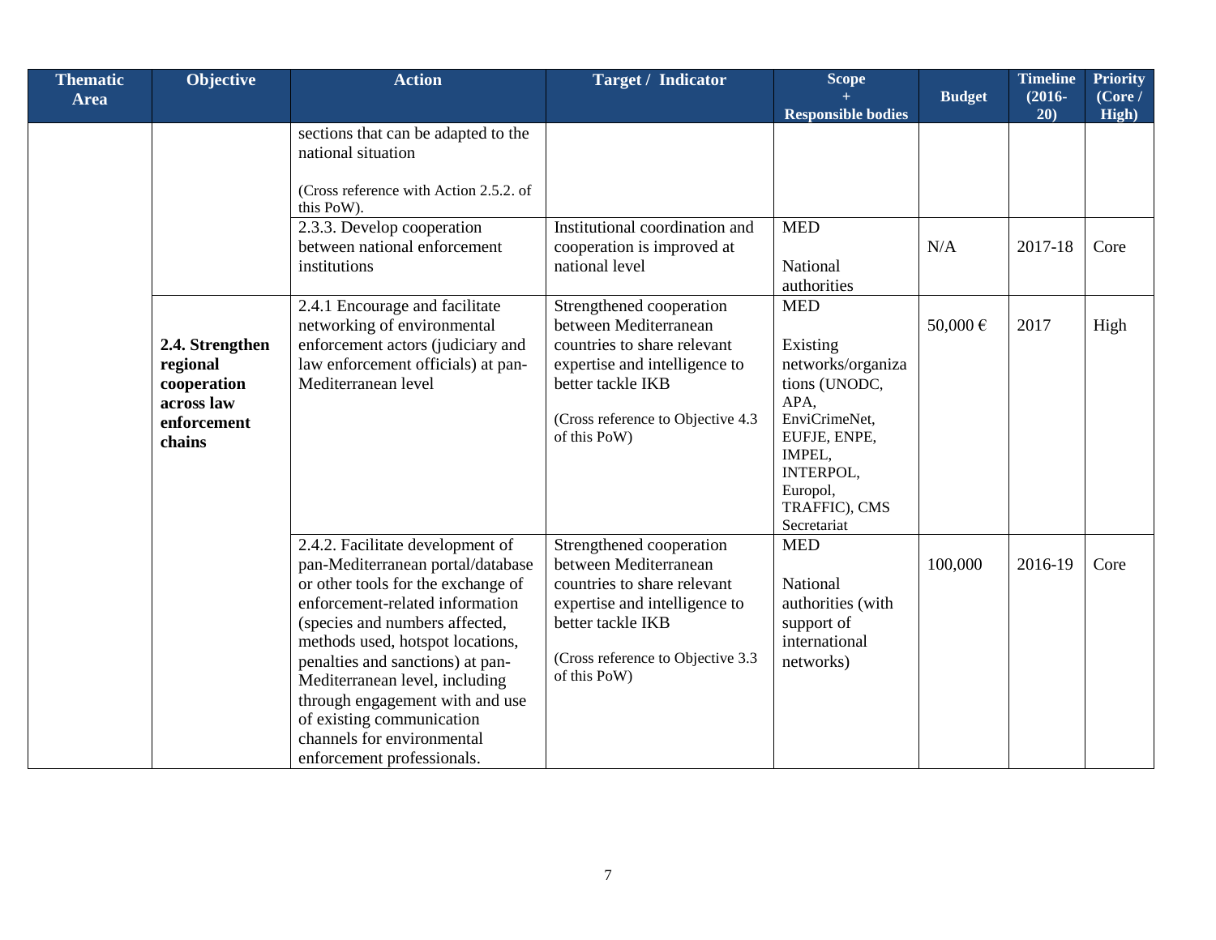| Thematic Area | Objective | Action | Target / Indicator | Scope + Responsible bodies | Budget | Timeline (2016-20) | Priority (Core / High) |
|---|---|---|---|---|---|---|---|
| | | sections that can be adapted to the national situation<br><br>(Cross reference with Action 2.5.2. of this PoW). | | | | | |
| | | 2.3.3. Develop cooperation between national enforcement institutions | Institutional coordination and cooperation is improved at national level | MED<br><br>National authorities | N/A | 2017-18 | Core |
| | **2.4. Strengthen regional cooperation across law enforcement chains** | 2.4.1 Encourage and facilitate networking of environmental enforcement actors (judiciary and law enforcement officials) at pan-Mediterranean level | Strengthened cooperation between Mediterranean countries to share relevant expertise and intelligence to better tackle IKB<br><br>(Cross reference to Objective 4.3 of this PoW) | MED<br><br>Existing networks/organizations (UNODC, APA, EnviCrimeNet, EUFJE, ENPE, IMPEL, INTERPOL, Europol, TRAFFIC), CMS Secretariat | 50,000 € | 2017 | High |
| | | 2.4.2. Facilitate development of pan-Mediterranean portal/database or other tools for the exchange of enforcement-related information (species and numbers affected, methods used, hotspot locations, penalties and sanctions) at pan-Mediterranean level, including through engagement with and use of existing communication channels for environmental enforcement professionals. | Strengthened cooperation between Mediterranean countries to share relevant expertise and intelligence to better tackle IKB<br><br>(Cross reference to Objective 3.3 of this PoW) | MED<br><br>National authorities (with support of international networks) | 100,000 | 2016-19 | Core |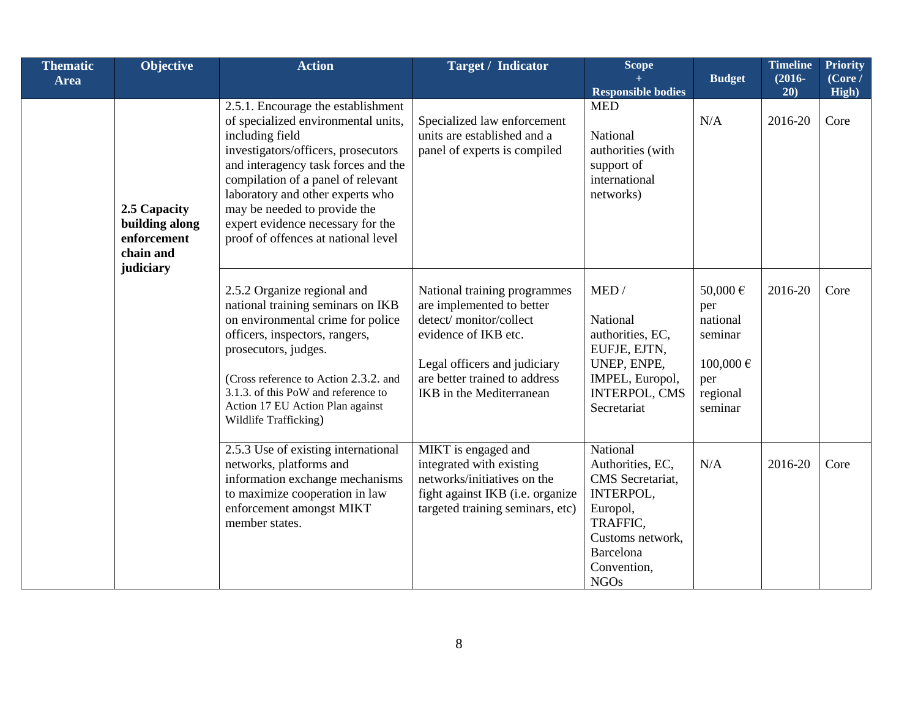| Thematic Area | Objective | Action | Target / Indicator | Scope + Responsible bodies | Budget | Timeline (2016-20) | Priority (Core / High) |
|---|---|---|---|---|---|---|---|
| | **2.5 Capacity building along enforcement chain and judiciary** | 2.5.1. Encourage the establishment of specialized environmental units, including field investigators/officers, prosecutors and interagency task forces and the compilation of a panel of relevant laboratory and other experts who may be needed to provide the expert evidence necessary for the proof of offences at national level | Specialized law enforcement units are established and a panel of experts is compiled | MED<br><br>National authorities (with support of international networks) | N/A | 2016-20 | Core |
| | | 2.5.2 Organize regional and national training seminars on IKB on environmental crime for police officers, inspectors, rangers, prosecutors, judges.<br><br>(Cross reference to Action 2.3.2. and 3.1.3. of this PoW and reference to Action 17 EU Action Plan against Wildlife Trafficking) | National training programmes are implemented to better detect/ monitor/collect evidence of IKB etc.<br><br>Legal officers and judiciary are better trained to address IKB in the Mediterranean | MED /<br><br>National authorities, EC, EUFJE, EJTN, UNEP, ENPE, IMPEL, Europol, INTERPOL, CMS Secretariat | 50,000 € per national seminar<br><br>100,000 € per regional seminar | 2016-20 | Core |
| | | 2.5.3 Use of existing international networks, platforms and information exchange mechanisms to maximize cooperation in law enforcement amongst MIKT member states. | MIKT is engaged and integrated with existing networks/initiatives on the fight against IKB (i.e. organize targeted training seminars, etc) | National Authorities, EC, CMS Secretariat, INTERPOL, Europol, TRAFFIC, Customs network, Barcelona Convention, NGOs | N/A | 2016-20 | Core |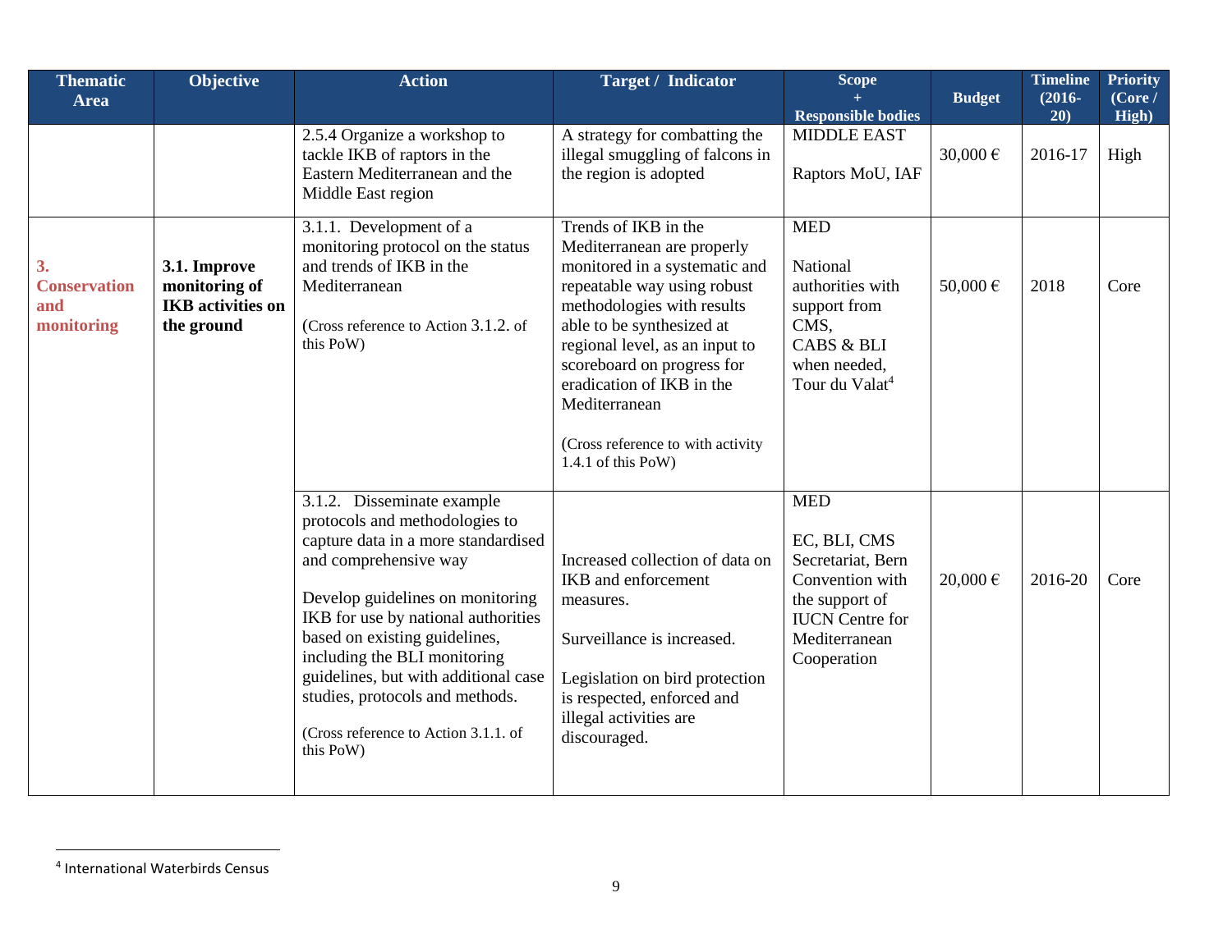| Thematic Area | Objective | Action | Target / Indicator | Scope + Responsible bodies | Budget | Timeline (2016-20) | Priority (Core / High) |
|---|---|---|---|---|---|---|---|
| | | 2.5.4 Organize a workshop to tackle IKB of raptors in the Eastern Mediterranean and the Middle East region | A strategy for combatting the illegal smuggling of falcons in the region is adopted | MIDDLE EAST<br><br>Raptors MoU, IAF | 30,000 € | 2016-17 | High |
| **3. Conservation and monitoring** | **3.1. Improve monitoring of IKB activities on the ground** | 3.1.1. Development of a monitoring protocol on the status and trends of IKB in the Mediterranean<br><br>(Cross reference to Action 3.1.2. of this PoW) | Trends of IKB in the Mediterranean are properly monitored in a systematic and repeatable way using robust methodologies with results able to be synthesized at regional level, as an input to scoreboard on progress for eradication of IKB in the Mediterranean<br><br>(Cross reference to with activity 1.4.1 of this PoW) | MED<br><br>National authorities with support from CMS, CABS & BLI when needed, Tour du Valat[4] | 50,000 € | 2018 | Core |
| | | 3.1.2. Disseminate example protocols and methodologies to capture data in a more standardised and comprehensive way<br><br>Develop guidelines on monitoring IKB for use by national authorities based on existing guidelines, including the BLI monitoring guidelines, but with additional case studies, protocols and methods.<br><br>(Cross reference to Action 3.1.1. of this PoW) | Increased collection of data on IKB and enforcement measures.<br><br>Surveillance is increased.<br><br>Legislation on bird protection is respected, enforced and illegal activities are discouraged. | MED<br><br>EC, BLI, CMS Secretariat, Bern Convention with the support of IUCN Centre for Mediterranean Cooperation | 20,000 € | 2016-20 | Core |

[4] International Waterbirds Census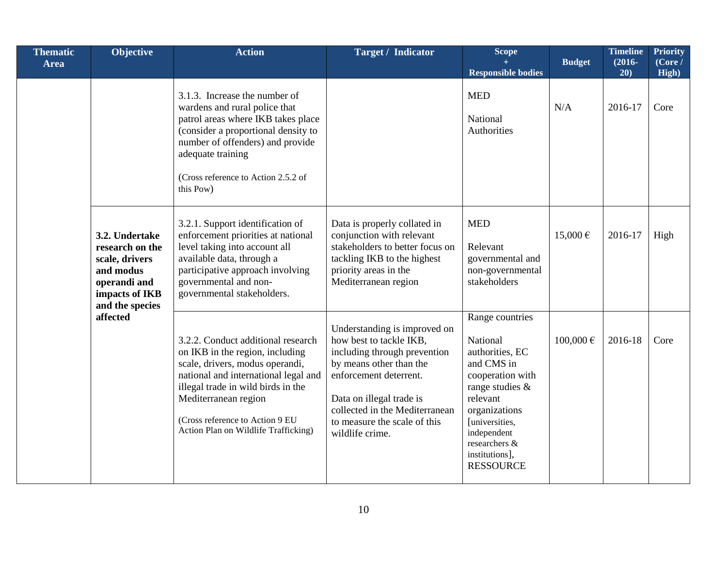| Thematic Area | Objective | Action | Target / Indicator | Scope + Responsible bodies | Budget | Timeline (2016-20) | Priority (Core / High) |
|---|---|---|---|---|---|---|---|
| | | 3.1.3. Increase the number of wardens and rural police that patrol areas where IKB takes place (consider a proportional density to number of offenders) and provide adequate training<br><br>(Cross reference to Action 2.5.2 of this Pow) | | MED<br><br>National Authorities | N/A | 2016-17 | Core |
| | **3.2. Undertake research on the scale, drivers and modus operandi and impacts of IKB and the species affected** | 3.2.1. Support identification of enforcement priorities at national level taking into account all available data, through a participative approach involving governmental and non-governmental stakeholders. | Data is properly collated in conjunction with relevant stakeholders to better focus on tackling IKB to the highest priority areas in the Mediterranean region | MED<br><br>Relevant governmental and non-governmental stakeholders | 15,000 € | 2016-17 | High |
| | | 3.2.2. Conduct additional research on IKB in the region, including scale, drivers, modus operandi, national and international legal and illegal trade in wild birds in the Mediterranean region<br><br>(Cross reference to Action 9 EU Action Plan on Wildlife Trafficking) | Understanding is improved on how best to tackle IKB, including through prevention by means other than the enforcement deterrent.<br><br>Data on illegal trade is collected in the Mediterranean to measure the scale of this wildlife crime. | Range countries<br><br>National authorities, EC and CMS in cooperation with range studies & relevant organizations [universities, independent researchers & institutions], RESSOURCE | 100,000 € | 2016-18 | Core |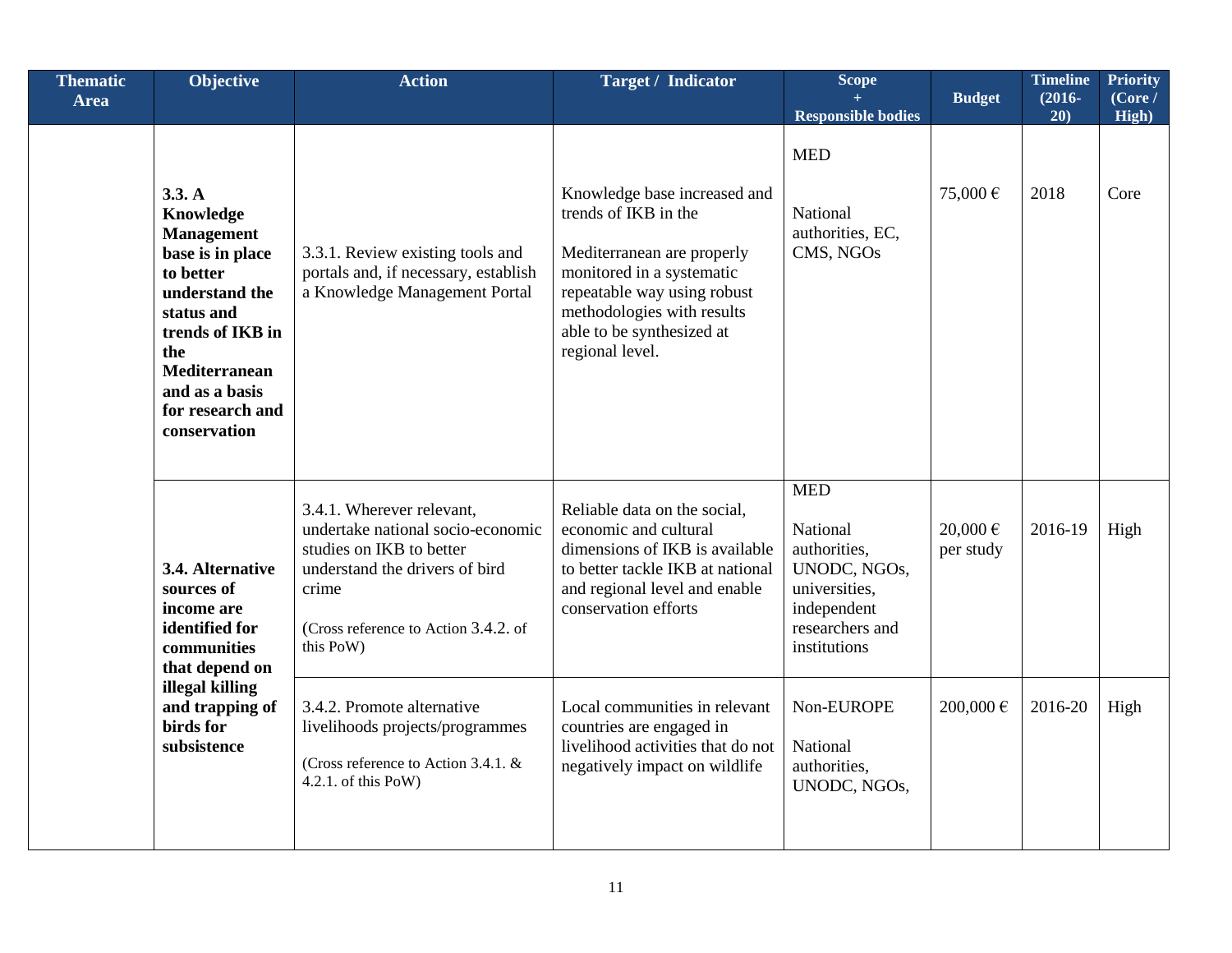| Thematic Area | Objective | Action | Target / Indicator | Scope + Responsible bodies | Budget | Timeline (2016-20) | Priority (Core / High) |
|---|---|---|---|---|---|---|---|
| | **3.3. A Knowledge Management base is in place to better understand the status and trends of IKB in the Mediterranean and as a basis for research and conservation** | 3.3.1. Review existing tools and portals and, if necessary, establish a Knowledge Management Portal | Knowledge base increased and trends of IKB in the Mediterranean are properly monitored in a systematic repeatable way using robust methodologies with results able to be synthesized at regional level. | MED<br><br>National authorities, EC, CMS, NGOs | 75,000 € | 2018 | Core |
| | **3.4. Alternative sources of income are identified for communities that depend on illegal killing and trapping of birds for subsistence** | 3.4.1. Wherever relevant, undertake national socio-economic studies on IKB to better understand the drivers of bird crime<br><br>(Cross reference to Action 3.4.2. of this PoW) | Reliable data on the social, economic and cultural dimensions of IKB is available to better tackle IKB at national and regional level and enable conservation efforts | MED<br><br>National authorities, UNODC, NGOs, universities, independent researchers and institutions | 20,000 € per study | 2016-19 | High |
| | | 3.4.2. Promote alternative livelihoods projects/programmes<br><br>(Cross reference to Action 3.4.1. & 4.2.1. of this PoW) | Local communities in relevant countries are engaged in livelihood activities that do not negatively impact on wildlife | Non-EUROPE<br><br>National authorities, UNODC, NGOs, | 200,000 € | 2016-20 | High |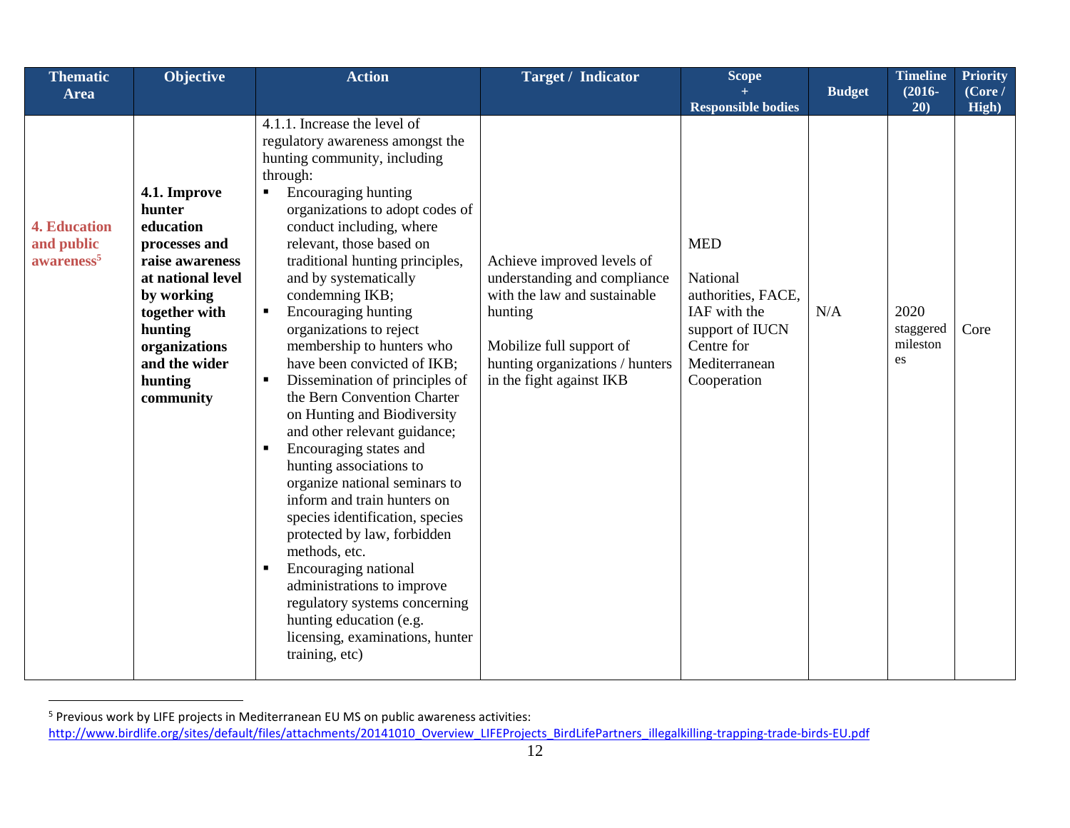| Thematic Area | Objective | Action | Target / Indicator | Scope + Responsible bodies | Budget | Timeline (2016-20) | Priority (Core / High) |
|---|---|---|---|---|---|---|---|
| **4. Education and public awareness**[5] | **4.1. Improve hunter education processes and raise awareness at national level by working together with hunting organizations and the wider hunting community** | 4.1.1. Increase the level of regulatory awareness amongst the hunting community, including through:<br>▪ Encouraging hunting organizations to adopt codes of conduct including, where relevant, those based on traditional hunting principles, and by systematically condemning IKB;<br>▪ Encouraging hunting organizations to reject membership to hunters who have been convicted of IKB;<br>▪ Dissemination of principles of the Bern Convention Charter on Hunting and Biodiversity and other relevant guidance;<br>▪ Encouraging states and hunting associations to organize national seminars to inform and train hunters on species identification, species protected by law, forbidden methods, etc.<br>▪ Encouraging national administrations to improve regulatory systems concerning hunting education (e.g. licensing, examinations, hunter training, etc) | Achieve improved levels of understanding and compliance with the law and sustainable hunting<br><br>Mobilize full support of hunting organizations / hunters in the fight against IKB | MED<br><br>National authorities, FACE, IAF with the support of IUCN Centre for Mediterranean Cooperation | N/A | 2020 staggered milestones | Core |

[5] Previous work by LIFE projects in Mediterranean EU MS on public awareness activities: http://www.birdlife.org/sites/default/files/attachments/20141010_Overview_LIFEProjects_BirdLifePartners_illegalkilling-trapping-trade-birds-EU.pdf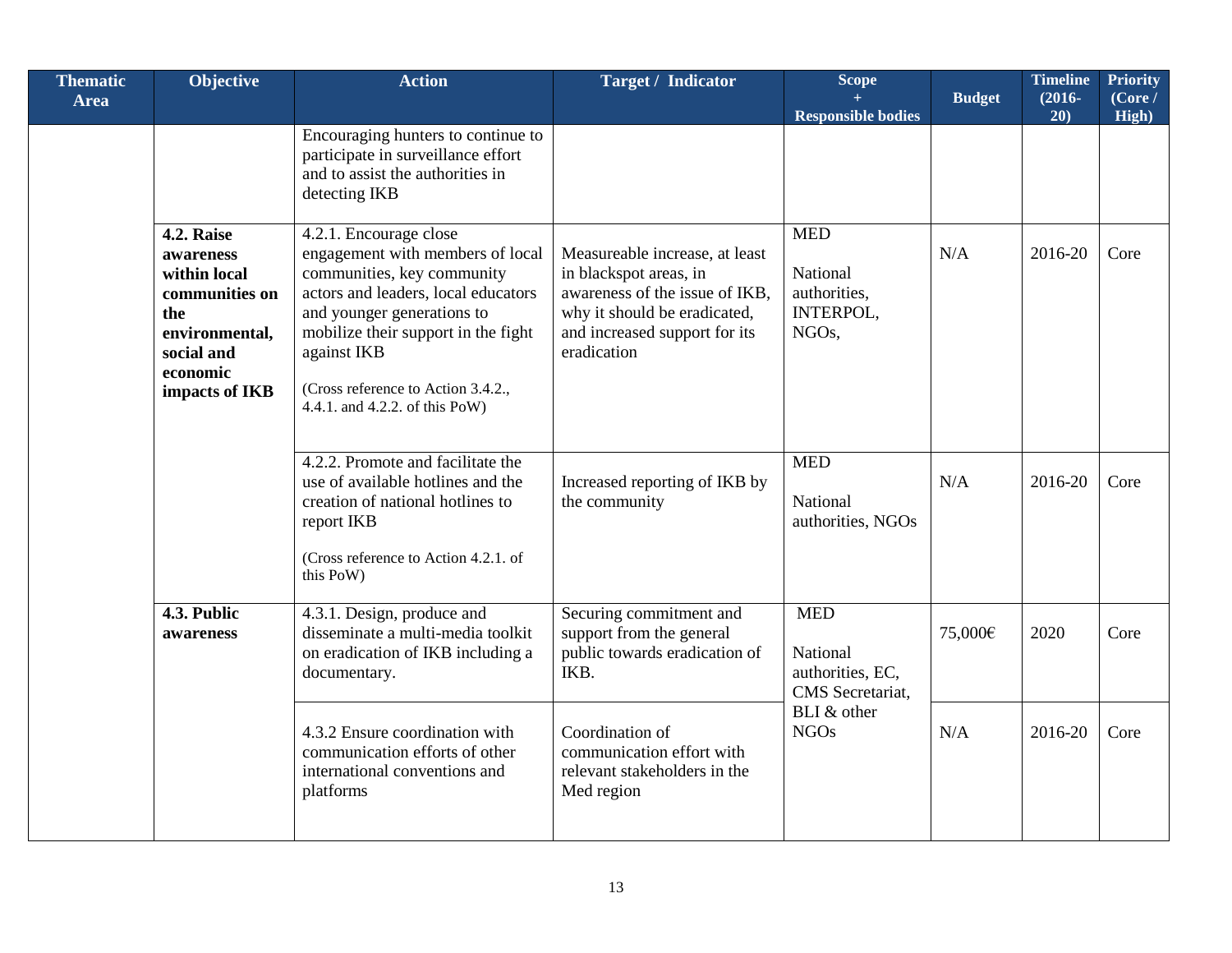| Thematic Area | Objective | Action | Target / Indicator | Scope + Responsible bodies | Budget | Timeline (2016-20) | Priority (Core / High) |
|---|---|---|---|---|---|---|---|
| | | Encouraging hunters to continue to participate in surveillance effort and to assist the authorities in detecting IKB | | | | | |
| | **4.2. Raise awareness within local communities on the environmental, social and economic impacts of IKB** | 4.2.1. Encourage close engagement with members of local communities, key community actors and leaders, local educators and younger generations to mobilize their support in the fight against IKB<br><br>(Cross reference to Action 3.4.2., 4.4.1. and 4.2.2. of this PoW) | Measureable increase, at least in blackspot areas, in awareness of the issue of IKB, why it should be eradicated, and increased support for its eradication | MED<br><br>National authorities, INTERPOL, NGOs, | N/A | 2016-20 | Core |
| | | 4.2.2. Promote and facilitate the use of available hotlines and the creation of national hotlines to report IKB<br><br>(Cross reference to Action 4.2.1. of this PoW) | Increased reporting of IKB by the community | MED<br><br>National authorities, NGOs | N/A | 2016-20 | Core |
| | **4.3. Public awareness** | 4.3.1. Design, produce and disseminate a multi-media toolkit on eradication of IKB including a documentary. | Securing commitment and support from the general public towards eradication of IKB. | MED<br><br>National authorities, EC, CMS Secretariat, BLI & other NGOs | 75,000€ | 2020 | Core |
| | | 4.3.2 Ensure coordination with communication efforts of other international conventions and platforms | Coordination of communication effort with relevant stakeholders in the Med region | | N/A | 2016-20 | Core |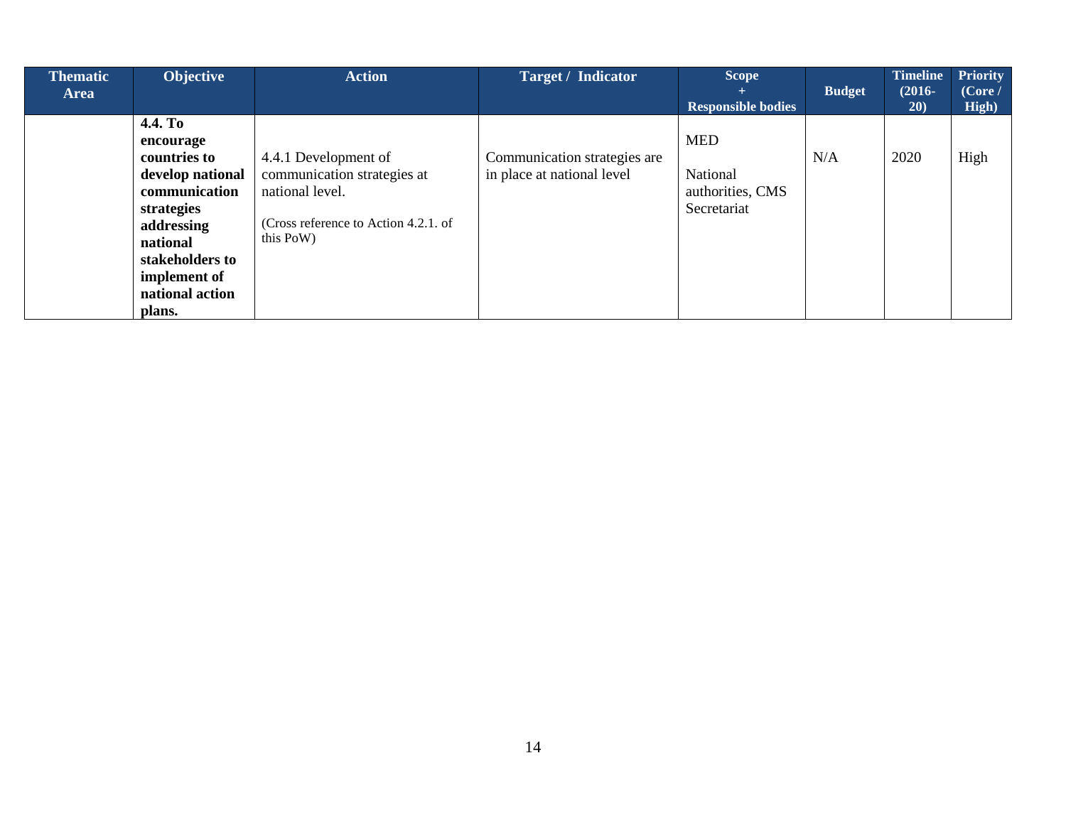| Thematic Area | Objective | Action | Target / Indicator | Scope + Responsible bodies | Budget | Timeline (2016-20) | Priority (Core / High) |
|---|---|---|---|---|---|---|---|
| | **4.4. To encourage countries to develop national communication strategies addressing national stakeholders to implement of national action plans.** | 4.4.1 Development of communication strategies at national level.<br><br>(Cross reference to Action 4.2.1. of this PoW) | Communication strategies are in place at national level | MED<br><br>National authorities, CMS Secretariat | N/A | 2020 | High |